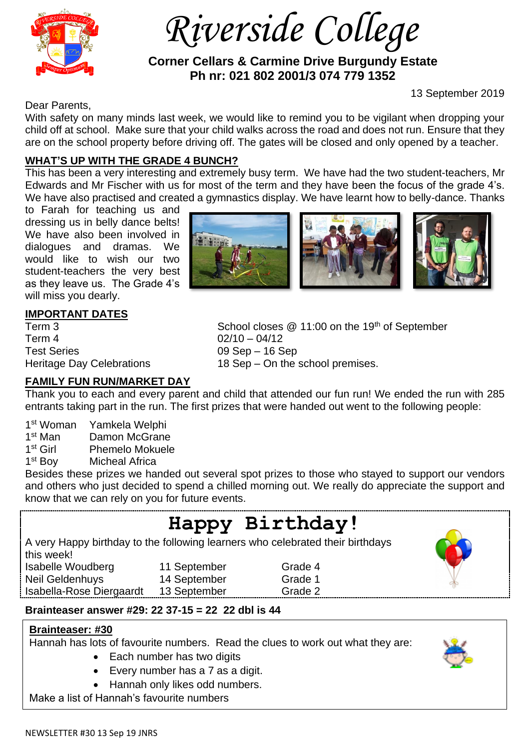# Riverside College

**Corner Cellars & Carmine Drive Burgundy Estate**
**Ph nr: 021 802 2001/3 074 779 1352**

13 September 2019

Dear Parents,

With safety on many minds last week, we would like to remind you to be vigilant when dropping your child off at school. Make sure that your child walks across the road and does not run. Ensure that they are on the school property before driving off. The gates will be closed and only opened by a teacher.

## WHAT'S UP WITH THE GRADE 4 BUNCH?

This has been a very interesting and extremely busy term. We have had the two student-teachers, Mr Edwards and Mr Fischer with us for most of the term and they have been the focus of the grade 4's. We have also practised and created a gymnastics display. We have learnt how to belly-dance. Thanks to Farah for teaching us and dressing us in belly dance belts! We have also been involved in dialogues and dramas. We would like to wish our two student-teachers the very best as they leave us. The Grade 4's will miss you dearly.

## IMPORTANT DATES

| | |
|---|---|
| Term 3 | School closes @ 11:00 on the 19th of September |
| Term 4 | 02/10 – 04/12 |
| Test Series | 09 Sep – 16 Sep |
| Heritage Day Celebrations | 18 Sep – On the school premises. |

## FAMILY FUN RUN/MARKET DAY

Thank you to each and every parent and child that attended our fun run! We ended the run with 285 entrants taking part in the run. The first prizes that were handed out went to the following people:

| | |
|---|---|
| 1st Woman | Yamkela Welphi |
| 1st Man | Damon McGrane |
| 1st Girl | Phemelo Mokuele |
| 1st Boy | Micheal Africa |

Besides these prizes we handed out several spot prizes to those who stayed to support our vendors and others who just decided to spend a chilled morning out. We really do appreciate the support and know that we can rely on you for future events.

## Happy Birthday!

A very Happy birthday to the following learners who celebrated their birthdays this week!

| | | |
|---|---|---|
| Isabelle Woudberg | 11 September | Grade 4 |
| Neil Geldenhuys | 14 September | Grade 1 |
| Isabella-Rose Diergaardt | 13 September | Grade 2 |

**Brainteaser answer #29: 22 37-15 = 22 22 dbl is 44**

**Brainteaser: #30**

Hannah has lots of favourite numbers. Read the clues to work out what they are:

- Each number has two digits
- Every number has a 7 as a digit.
- Hannah only likes odd numbers.

Make a list of Hannah's favourite numbers

NEWSLETTER #30 13 Sep 19 JNRS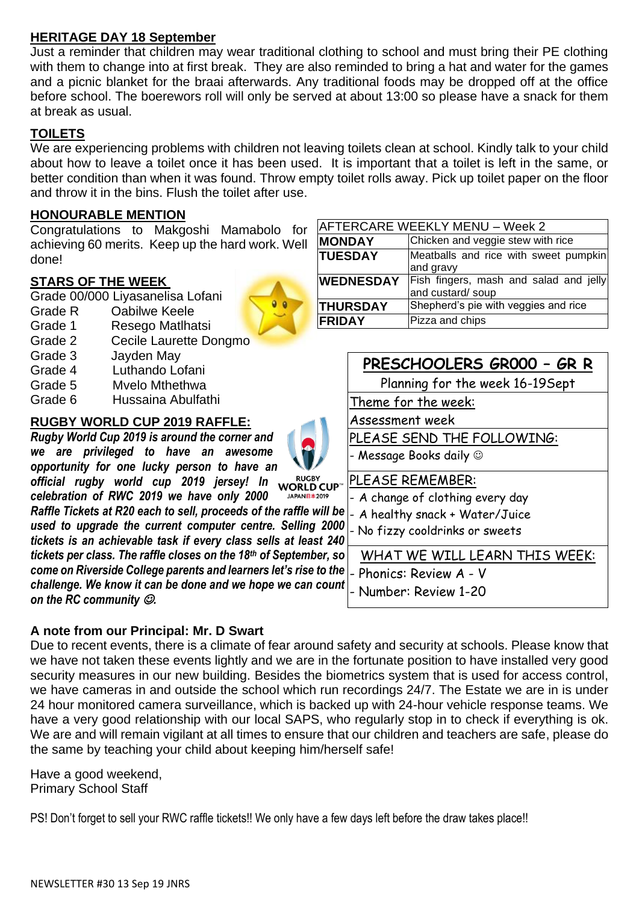## HERITAGE DAY 18 September

Just a reminder that children may wear traditional clothing to school and must bring their PE clothing with them to change into at first break. They are also reminded to bring a hat and water for the games and a picnic blanket for the braai afterwards. Any traditional foods may be dropped off at the office before school. The boerewors roll will only be served at about 13:00 so please have a snack for them at break as usual.

## TOILETS

We are experiencing problems with children not leaving toilets clean at school. Kindly talk to your child about how to leave a toilet once it has been used. It is important that a toilet is left in the same, or better condition than when it was found. Throw empty toilet rolls away. Pick up toilet paper on the floor and throw it in the bins. Flush the toilet after use.

## HONOURABLE MENTION

Congratulations to Makgoshi Mamabolo for achieving 60 merits. Keep up the hard work. Well done!

## STARS OF THE WEEK

| | |
|---|---|
| Grade 00/000 | Liyasanelisa Lofani |
| Grade R | Oabilwe Keele |
| Grade 1 | Resego Matlhatsi |
| Grade 2 | Cecile Laurette Dongmo |
| Grade 3 | Jayden May |
| Grade 4 | Luthando Lofani |
| Grade 5 | Mvelo Mthethwa |
| Grade 6 | Hussaina Abulfathi |

| AFTERCARE WEEKLY MENU – Week 2 | |
|---|---|
| **MONDAY** | Chicken and veggie stew with rice |
| **TUESDAY** | Meatballs and rice with sweet pumpkin and gravy |
| **WEDNESDAY** | Fish fingers, mash and salad and jelly and custard/ soup |
| **THURSDAY** | Shepherd's pie with veggies and rice |
| **FRIDAY** | Pizza and chips |

## RUGBY WORLD CUP 2019 RAFFLE:

***Rugby World Cup 2019 is around the corner and we are privileged to have an awesome opportunity for one lucky person to have an official rugby world cup 2019 jersey! In celebration of RWC 2019 we have only 2000 Raffle Tickets at R20 each to sell, proceeds of the raffle will be used to upgrade the current computer centre. Selling 2000 tickets is an achievable task if every class sells at least 240 tickets per class. The raffle closes on the 18th of September, so come on Riverside College parents and learners let's rise to the challenge. We know it can be done and we hope we can count on the RC community ☺.***

## PRESCHOOLERS GR000 – GR R

Planning for the week 16-19Sept

Theme for the week:

Assessment week

PLEASE SEND THE FOLLOWING:

- Message Books daily ☺

PLEASE REMEMBER:

- A change of clothing every day
- A healthy snack + Water/Juice
- No fizzy cooldrinks or sweets

WHAT WE WILL LEARN THIS WEEK:

- Phonics: Review A - V
- Number: Review 1-20

## A note from our Principal: Mr. D Swart

Due to recent events, there is a climate of fear around safety and security at schools. Please know that we have not taken these events lightly and we are in the fortunate position to have installed very good security measures in our new building. Besides the biometrics system that is used for access control, we have cameras in and outside the school which run recordings 24/7. The Estate we are in is under 24 hour monitored camera surveillance, which is backed up with 24-hour vehicle response teams. We have a very good relationship with our local SAPS, who regularly stop in to check if everything is ok. We are and will remain vigilant at all times to ensure that our children and teachers are safe, please do the same by teaching your child about keeping him/herself safe!

Have a good weekend,
Primary School Staff

PS! Don't forget to sell your RWC raffle tickets!! We only have a few days left before the draw takes place!!